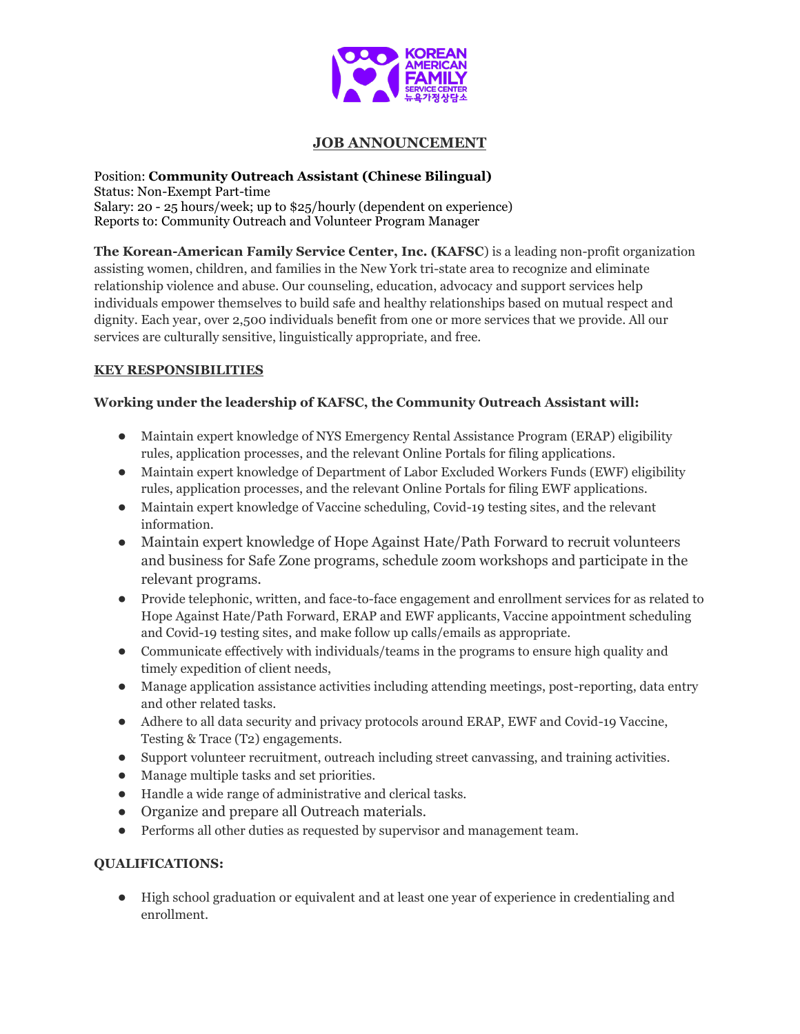KOREAN AMERICAN FAMILY SERVICE CENTER 뉴욕가정상담소

## JOB ANNOUNCEMENT

Position: **Community Outreach Assistant (Chinese Bilingual)**
Status: Non-Exempt Part-time
Salary: 20 - 25 hours/week; up to $25/hourly (dependent on experience)
Reports to: Community Outreach and Volunteer Program Manager

**The Korean-American Family Service Center, Inc. (KAFSC**) is a leading non-profit organization assisting women, children, and families in the New York tri-state area to recognize and eliminate relationship violence and abuse. Our counseling, education, advocacy and support services help individuals empower themselves to build safe and healthy relationships based on mutual respect and dignity. Each year, over 2,500 individuals benefit from one or more services that we provide. All our services are culturally sensitive, linguistically appropriate, and free.

### KEY RESPONSIBILITIES

**Working under the leadership of KAFSC, the Community Outreach Assistant will:**

- Maintain expert knowledge of NYS Emergency Rental Assistance Program (ERAP) eligibility rules, application processes, and the relevant Online Portals for filing applications.
- Maintain expert knowledge of Department of Labor Excluded Workers Funds (EWF) eligibility rules, application processes, and the relevant Online Portals for filing EWF applications.
- Maintain expert knowledge of Vaccine scheduling, Covid-19 testing sites, and the relevant information.
- Maintain expert knowledge of Hope Against Hate/Path Forward to recruit volunteers and business for Safe Zone programs, schedule zoom workshops and participate in the relevant programs.
- Provide telephonic, written, and face-to-face engagement and enrollment services for as related to Hope Against Hate/Path Forward, ERAP and EWF applicants, Vaccine appointment scheduling and Covid-19 testing sites, and make follow up calls/emails as appropriate.
- Communicate effectively with individuals/teams in the programs to ensure high quality and timely expedition of client needs,
- Manage application assistance activities including attending meetings, post-reporting, data entry and other related tasks.
- Adhere to all data security and privacy protocols around ERAP, EWF and Covid-19 Vaccine, Testing & Trace (T2) engagements.
- Support volunteer recruitment, outreach including street canvassing, and training activities.
- Manage multiple tasks and set priorities.
- Handle a wide range of administrative and clerical tasks.
- Organize and prepare all Outreach materials.
- Performs all other duties as requested by supervisor and management team.

### QUALIFICATIONS:

- High school graduation or equivalent and at least one year of experience in credentialing and enrollment.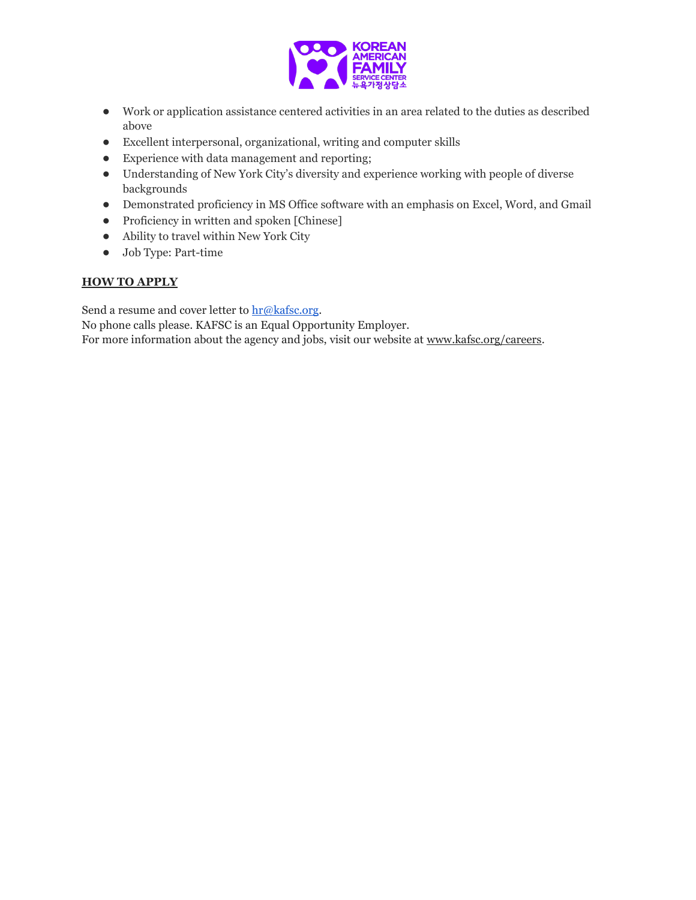- Work or application assistance centered activities in an area related to the duties as described above
- Excellent interpersonal, organizational, writing and computer skills
- Experience with data management and reporting;
- Understanding of New York City's diversity and experience working with people of diverse backgrounds
- Demonstrated proficiency in MS Office software with an emphasis on Excel, Word, and Gmail
- Proficiency in written and spoken [Chinese]
- Ability to travel within New York City
- Job Type: Part-time

**HOW TO APPLY**

Send a resume and cover letter to hr@kafsc.org.
No phone calls please. KAFSC is an Equal Opportunity Employer.
For more information about the agency and jobs, visit our website at www.kafsc.org/careers.